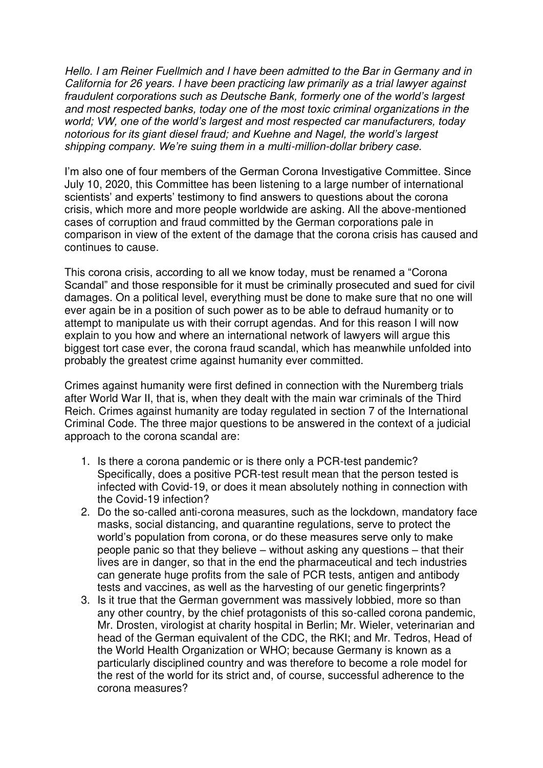*Hello. I am Reiner Fuellmich and I have been admitted to the Bar in Germany and in California for 26 years. I have been practicing law primarily as a trial lawyer against fraudulent corporations such as Deutsche Bank, formerly one of the world's largest and most respected banks, today one of the most toxic criminal organizations in the world; VW, one of the world's largest and most respected car manufacturers, today notorious for its giant diesel fraud; and Kuehne and Nagel, the world's largest shipping company. We're suing them in a multi-million-dollar bribery case.*

I'm also one of four members of the German Corona Investigative Committee. Since July 10, 2020, this Committee has been listening to a large number of international scientists' and experts' testimony to find answers to questions about the corona crisis, which more and more people worldwide are asking. All the above-mentioned cases of corruption and fraud committed by the German corporations pale in comparison in view of the extent of the damage that the corona crisis has caused and continues to cause.

This corona crisis, according to all we know today, must be renamed a "Corona Scandal" and those responsible for it must be criminally prosecuted and sued for civil damages. On a political level, everything must be done to make sure that no one will ever again be in a position of such power as to be able to defraud humanity or to attempt to manipulate us with their corrupt agendas. And for this reason I will now explain to you how and where an international network of lawyers will argue this biggest tort case ever, the corona fraud scandal, which has meanwhile unfolded into probably the greatest crime against humanity ever committed.

Crimes against humanity were first defined in connection with the Nuremberg trials after World War II, that is, when they dealt with the main war criminals of the Third Reich. Crimes against humanity are today regulated in section 7 of the International Criminal Code. The three major questions to be answered in the context of a judicial approach to the corona scandal are:

1. Is there a corona pandemic or is there only a PCR-test pandemic? Specifically, does a positive PCR-test result mean that the person tested is infected with Covid-19, or does it mean absolutely nothing in connection with the Covid-19 infection?
2. Do the so-called anti-corona measures, such as the lockdown, mandatory face masks, social distancing, and quarantine regulations, serve to protect the world's population from corona, or do these measures serve only to make people panic so that they believe – without asking any questions – that their lives are in danger, so that in the end the pharmaceutical and tech industries can generate huge profits from the sale of PCR tests, antigen and antibody tests and vaccines, as well as the harvesting of our genetic fingerprints?
3. Is it true that the German government was massively lobbied, more so than any other country, by the chief protagonists of this so-called corona pandemic, Mr. Drosten, virologist at charity hospital in Berlin; Mr. Wieler, veterinarian and head of the German equivalent of the CDC, the RKI; and Mr. Tedros, Head of the World Health Organization or WHO; because Germany is known as a particularly disciplined country and was therefore to become a role model for the rest of the world for its strict and, of course, successful adherence to the corona measures?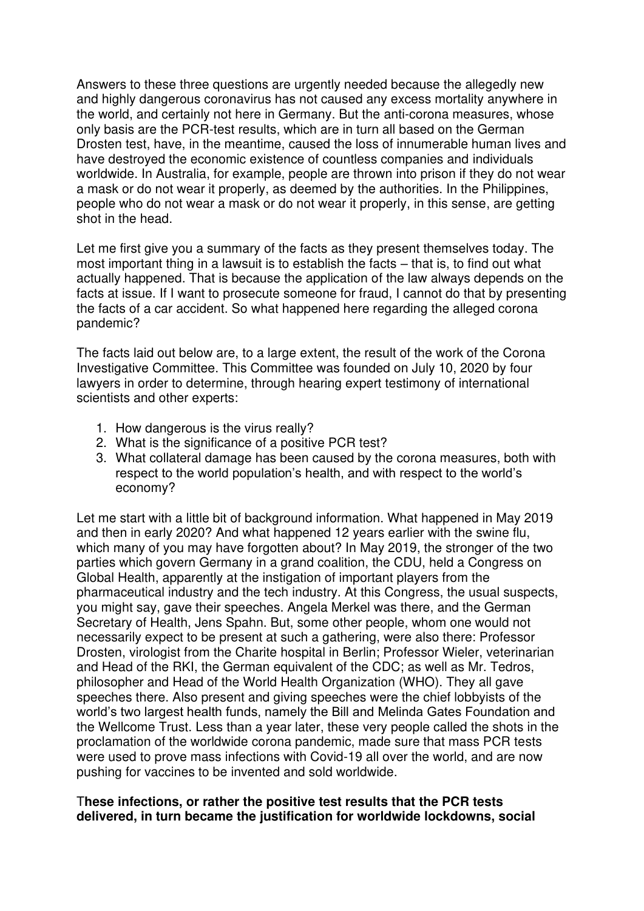Answers to these three questions are urgently needed because the allegedly new and highly dangerous coronavirus has not caused any excess mortality anywhere in the world, and certainly not here in Germany. But the anti-corona measures, whose only basis are the PCR-test results, which are in turn all based on the German Drosten test, have, in the meantime, caused the loss of innumerable human lives and have destroyed the economic existence of countless companies and individuals worldwide. In Australia, for example, people are thrown into prison if they do not wear a mask or do not wear it properly, as deemed by the authorities. In the Philippines, people who do not wear a mask or do not wear it properly, in this sense, are getting shot in the head.

Let me first give you a summary of the facts as they present themselves today. The most important thing in a lawsuit is to establish the facts – that is, to find out what actually happened. That is because the application of the law always depends on the facts at issue. If I want to prosecute someone for fraud, I cannot do that by presenting the facts of a car accident. So what happened here regarding the alleged corona pandemic?

The facts laid out below are, to a large extent, the result of the work of the Corona Investigative Committee. This Committee was founded on July 10, 2020 by four lawyers in order to determine, through hearing expert testimony of international scientists and other experts:

1. How dangerous is the virus really?
2. What is the significance of a positive PCR test?
3. What collateral damage has been caused by the corona measures, both with respect to the world population's health, and with respect to the world's economy?

Let me start with a little bit of background information. What happened in May 2019 and then in early 2020? And what happened 12 years earlier with the swine flu, which many of you may have forgotten about? In May 2019, the stronger of the two parties which govern Germany in a grand coalition, the CDU, held a Congress on Global Health, apparently at the instigation of important players from the pharmaceutical industry and the tech industry. At this Congress, the usual suspects, you might say, gave their speeches. Angela Merkel was there, and the German Secretary of Health, Jens Spahn. But, some other people, whom one would not necessarily expect to be present at such a gathering, were also there: Professor Drosten, virologist from the Charite hospital in Berlin; Professor Wieler, veterinarian and Head of the RKI, the German equivalent of the CDC; as well as Mr. Tedros, philosopher and Head of the World Health Organization (WHO). They all gave speeches there. Also present and giving speeches were the chief lobbyists of the world's two largest health funds, namely the Bill and Melinda Gates Foundation and the Wellcome Trust. Less than a year later, these very people called the shots in the proclamation of the worldwide corona pandemic, made sure that mass PCR tests were used to prove mass infections with Covid-19 all over the world, and are now pushing for vaccines to be invented and sold worldwide.

**These infections, or rather the positive test results that the PCR tests delivered, in turn became the justification for worldwide lockdowns, social**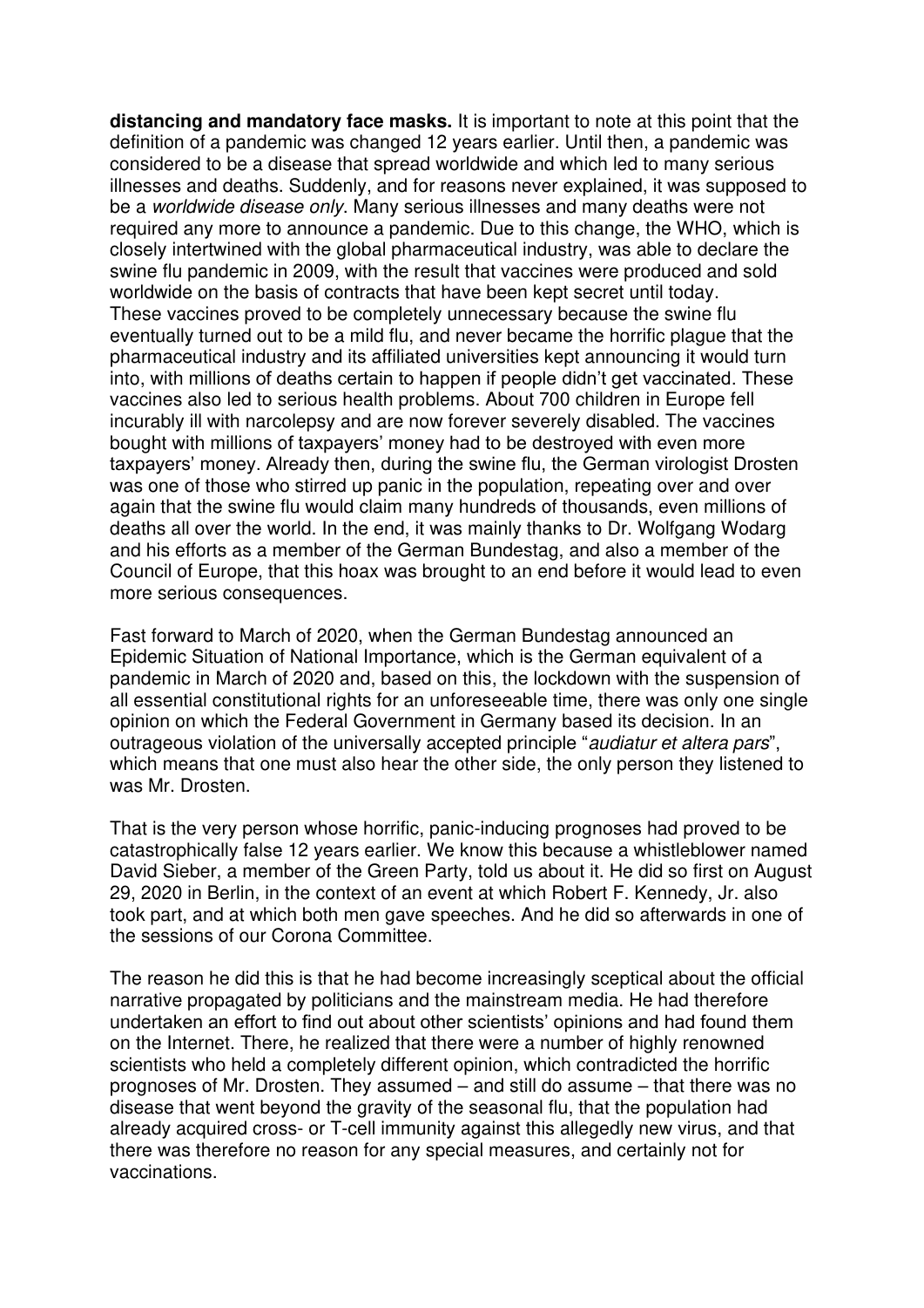**distancing and mandatory face masks.** It is important to note at this point that the definition of a pandemic was changed 12 years earlier. Until then, a pandemic was considered to be a disease that spread worldwide and which led to many serious illnesses and deaths. Suddenly, and for reasons never explained, it was supposed to be a *worldwide disease only*. Many serious illnesses and many deaths were not required any more to announce a pandemic. Due to this change, the WHO, which is closely intertwined with the global pharmaceutical industry, was able to declare the swine flu pandemic in 2009, with the result that vaccines were produced and sold worldwide on the basis of contracts that have been kept secret until today. These vaccines proved to be completely unnecessary because the swine flu eventually turned out to be a mild flu, and never became the horrific plague that the pharmaceutical industry and its affiliated universities kept announcing it would turn into, with millions of deaths certain to happen if people didn't get vaccinated. These vaccines also led to serious health problems. About 700 children in Europe fell incurably ill with narcolepsy and are now forever severely disabled. The vaccines bought with millions of taxpayers' money had to be destroyed with even more taxpayers' money. Already then, during the swine flu, the German virologist Drosten was one of those who stirred up panic in the population, repeating over and over again that the swine flu would claim many hundreds of thousands, even millions of deaths all over the world. In the end, it was mainly thanks to Dr. Wolfgang Wodarg and his efforts as a member of the German Bundestag, and also a member of the Council of Europe, that this hoax was brought to an end before it would lead to even more serious consequences.

Fast forward to March of 2020, when the German Bundestag announced an Epidemic Situation of National Importance, which is the German equivalent of a pandemic in March of 2020 and, based on this, the lockdown with the suspension of all essential constitutional rights for an unforeseeable time, there was only one single opinion on which the Federal Government in Germany based its decision. In an outrageous violation of the universally accepted principle "*audiatur et altera pars*", which means that one must also hear the other side, the only person they listened to was Mr. Drosten.

That is the very person whose horrific, panic-inducing prognoses had proved to be catastrophically false 12 years earlier. We know this because a whistleblower named David Sieber, a member of the Green Party, told us about it. He did so first on August 29, 2020 in Berlin, in the context of an event at which Robert F. Kennedy, Jr. also took part, and at which both men gave speeches. And he did so afterwards in one of the sessions of our Corona Committee.

The reason he did this is that he had become increasingly sceptical about the official narrative propagated by politicians and the mainstream media. He had therefore undertaken an effort to find out about other scientists' opinions and had found them on the Internet. There, he realized that there were a number of highly renowned scientists who held a completely different opinion, which contradicted the horrific prognoses of Mr. Drosten. They assumed – and still do assume – that there was no disease that went beyond the gravity of the seasonal flu, that the population had already acquired cross- or T-cell immunity against this allegedly new virus, and that there was therefore no reason for any special measures, and certainly not for vaccinations.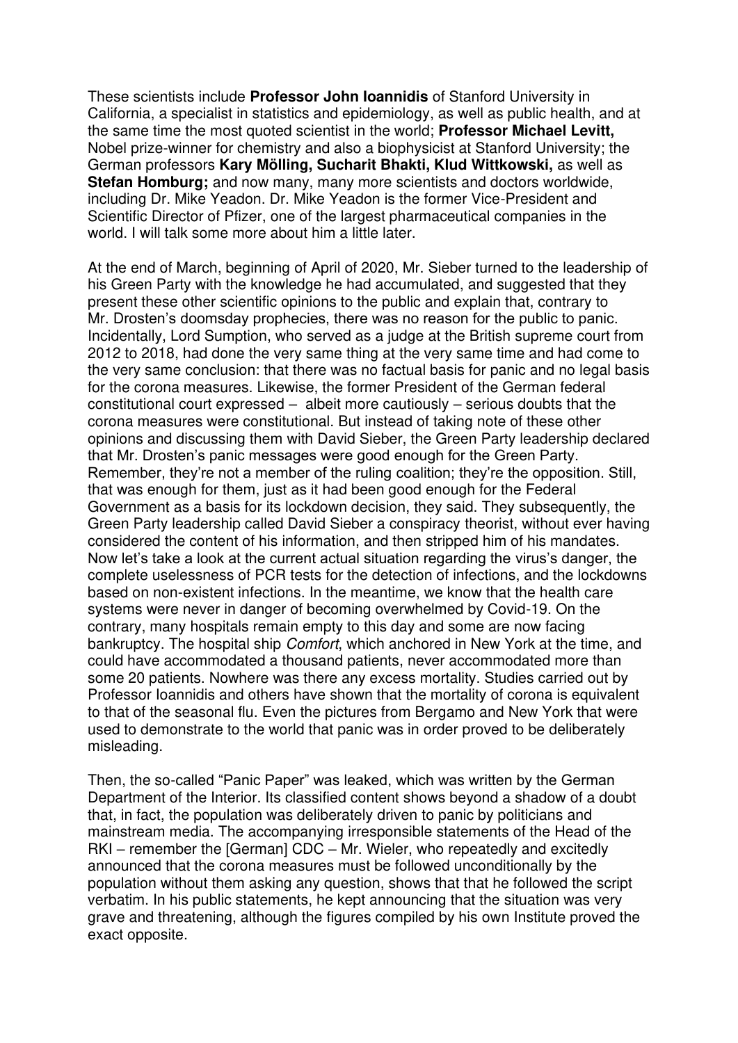These scientists include **Professor John Ioannidis** of Stanford University in California, a specialist in statistics and epidemiology, as well as public health, and at the same time the most quoted scientist in the world; **Professor Michael Levitt,** Nobel prize-winner for chemistry and also a biophysicist at Stanford University; the German professors **Kary Mölling, Sucharit Bhakti, Klud Wittkowski,** as well as **Stefan Homburg;** and now many, many more scientists and doctors worldwide, including Dr. Mike Yeadon. Dr. Mike Yeadon is the former Vice-President and Scientific Director of Pfizer, one of the largest pharmaceutical companies in the world. I will talk some more about him a little later.

At the end of March, beginning of April of 2020, Mr. Sieber turned to the leadership of his Green Party with the knowledge he had accumulated, and suggested that they present these other scientific opinions to the public and explain that, contrary to Mr. Drosten's doomsday prophecies, there was no reason for the public to panic. Incidentally, Lord Sumption, who served as a judge at the British supreme court from 2012 to 2018, had done the very same thing at the very same time and had come to the very same conclusion: that there was no factual basis for panic and no legal basis for the corona measures. Likewise, the former President of the German federal constitutional court expressed – albeit more cautiously – serious doubts that the corona measures were constitutional. But instead of taking note of these other opinions and discussing them with David Sieber, the Green Party leadership declared that Mr. Drosten's panic messages were good enough for the Green Party. Remember, they're not a member of the ruling coalition; they're the opposition. Still, that was enough for them, just as it had been good enough for the Federal Government as a basis for its lockdown decision, they said. They subsequently, the Green Party leadership called David Sieber a conspiracy theorist, without ever having considered the content of his information, and then stripped him of his mandates. Now let's take a look at the current actual situation regarding the virus's danger, the complete uselessness of PCR tests for the detection of infections, and the lockdowns based on non-existent infections. In the meantime, we know that the health care systems were never in danger of becoming overwhelmed by Covid-19. On the contrary, many hospitals remain empty to this day and some are now facing bankruptcy. The hospital ship *Comfort*, which anchored in New York at the time, and could have accommodated a thousand patients, never accommodated more than some 20 patients. Nowhere was there any excess mortality. Studies carried out by Professor Ioannidis and others have shown that the mortality of corona is equivalent to that of the seasonal flu. Even the pictures from Bergamo and New York that were used to demonstrate to the world that panic was in order proved to be deliberately misleading.

Then, the so-called "Panic Paper" was leaked, which was written by the German Department of the Interior. Its classified content shows beyond a shadow of a doubt that, in fact, the population was deliberately driven to panic by politicians and mainstream media. The accompanying irresponsible statements of the Head of the RKI – remember the [German] CDC – Mr. Wieler, who repeatedly and excitedly announced that the corona measures must be followed unconditionally by the population without them asking any question, shows that that he followed the script verbatim. In his public statements, he kept announcing that the situation was very grave and threatening, although the figures compiled by his own Institute proved the exact opposite.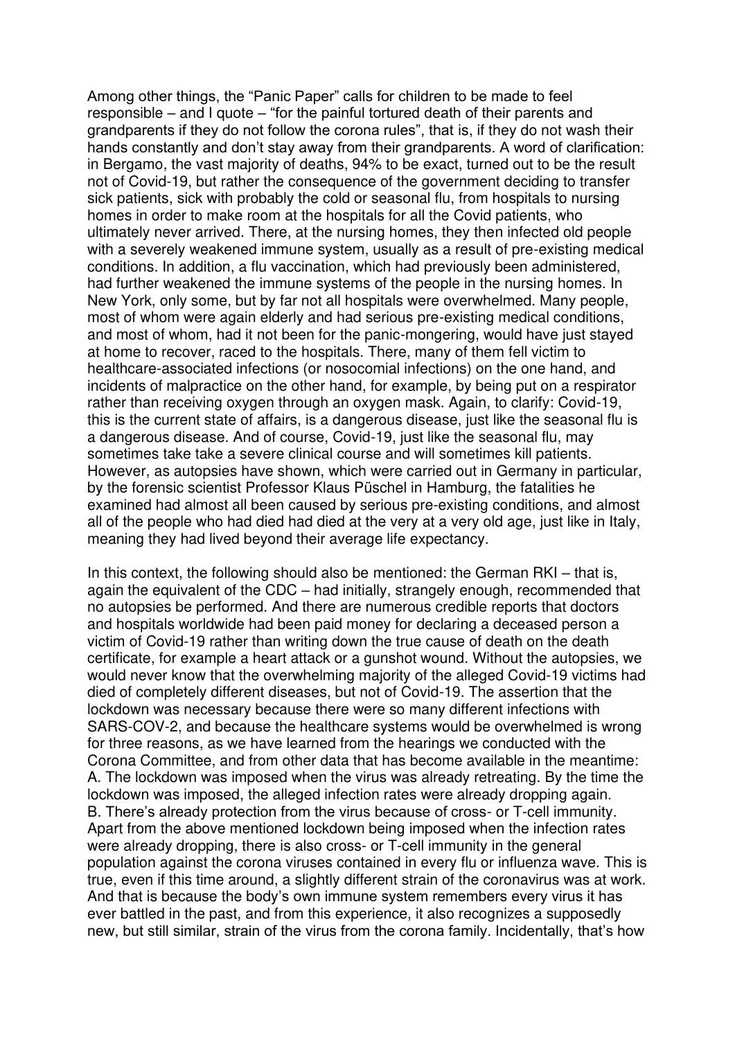Among other things, the "Panic Paper" calls for children to be made to feel responsible – and I quote – "for the painful tortured death of their parents and grandparents if they do not follow the corona rules", that is, if they do not wash their hands constantly and don't stay away from their grandparents. A word of clarification: in Bergamo, the vast majority of deaths, 94% to be exact, turned out to be the result not of Covid-19, but rather the consequence of the government deciding to transfer sick patients, sick with probably the cold or seasonal flu, from hospitals to nursing homes in order to make room at the hospitals for all the Covid patients, who ultimately never arrived. There, at the nursing homes, they then infected old people with a severely weakened immune system, usually as a result of pre-existing medical conditions. In addition, a flu vaccination, which had previously been administered, had further weakened the immune systems of the people in the nursing homes. In New York, only some, but by far not all hospitals were overwhelmed. Many people, most of whom were again elderly and had serious pre-existing medical conditions, and most of whom, had it not been for the panic-mongering, would have just stayed at home to recover, raced to the hospitals. There, many of them fell victim to healthcare-associated infections (or nosocomial infections) on the one hand, and incidents of malpractice on the other hand, for example, by being put on a respirator rather than receiving oxygen through an oxygen mask. Again, to clarify: Covid-19, this is the current state of affairs, is a dangerous disease, just like the seasonal flu is a dangerous disease. And of course, Covid-19, just like the seasonal flu, may sometimes take take a severe clinical course and will sometimes kill patients. However, as autopsies have shown, which were carried out in Germany in particular, by the forensic scientist Professor Klaus Püschel in Hamburg, the fatalities he examined had almost all been caused by serious pre-existing conditions, and almost all of the people who had died had died at the very at a very old age, just like in Italy, meaning they had lived beyond their average life expectancy.

In this context, the following should also be mentioned: the German RKI – that is, again the equivalent of the CDC – had initially, strangely enough, recommended that no autopsies be performed. And there are numerous credible reports that doctors and hospitals worldwide had been paid money for declaring a deceased person a victim of Covid-19 rather than writing down the true cause of death on the death certificate, for example a heart attack or a gunshot wound. Without the autopsies, we would never know that the overwhelming majority of the alleged Covid-19 victims had died of completely different diseases, but not of Covid-19. The assertion that the lockdown was necessary because there were so many different infections with SARS-COV-2, and because the healthcare systems would be overwhelmed is wrong for three reasons, as we have learned from the hearings we conducted with the Corona Committee, and from other data that has become available in the meantime:
A. The lockdown was imposed when the virus was already retreating. By the time the lockdown was imposed, the alleged infection rates were already dropping again.
B. There's already protection from the virus because of cross- or T-cell immunity. Apart from the above mentioned lockdown being imposed when the infection rates were already dropping, there is also cross- or T-cell immunity in the general population against the corona viruses contained in every flu or influenza wave. This is true, even if this time around, a slightly different strain of the coronavirus was at work. And that is because the body's own immune system remembers every virus it has ever battled in the past, and from this experience, it also recognizes a supposedly new, but still similar, strain of the virus from the corona family. Incidentally, that's how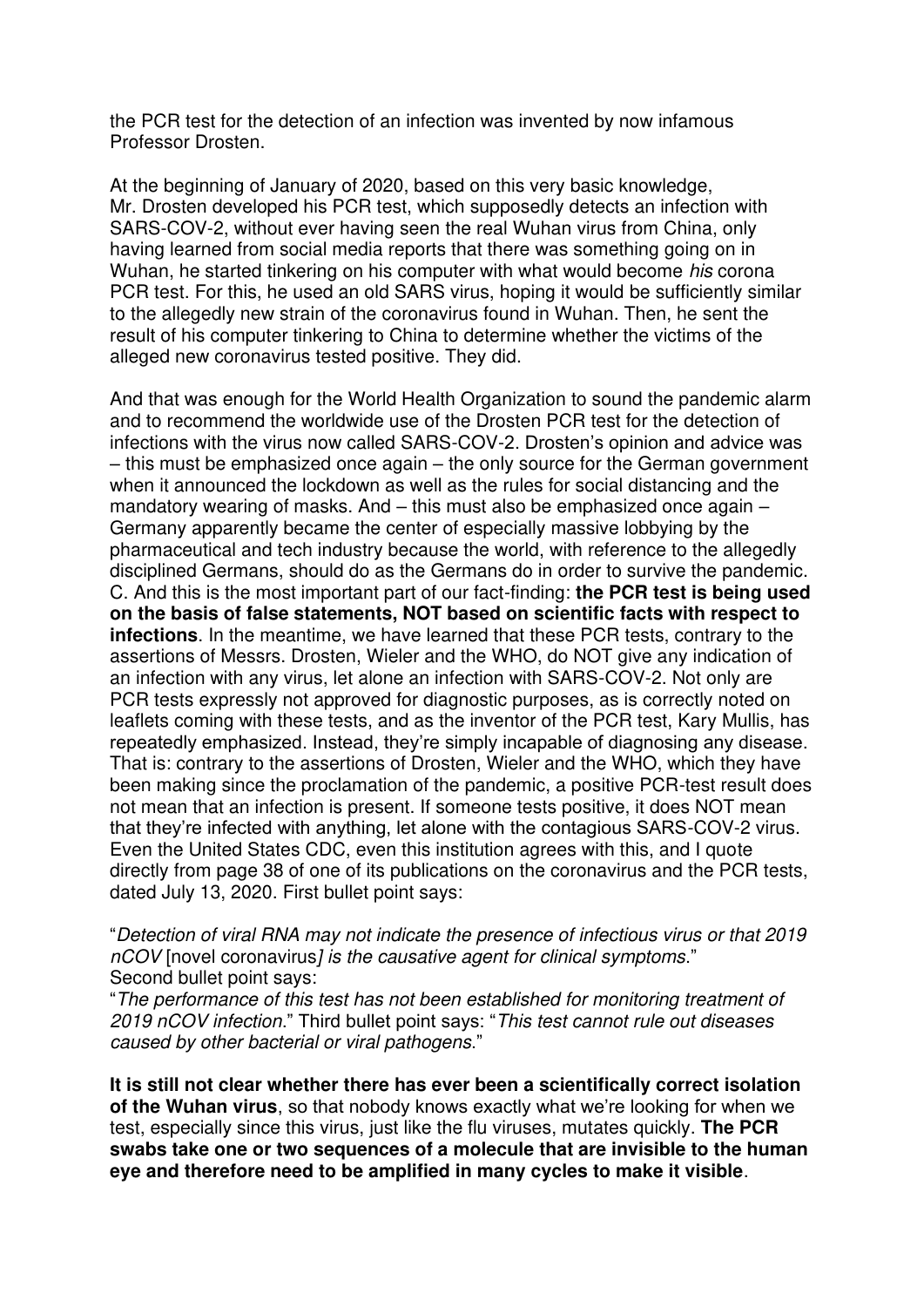the PCR test for the detection of an infection was invented by now infamous Professor Drosten.

At the beginning of January of 2020, based on this very basic knowledge, Mr. Drosten developed his PCR test, which supposedly detects an infection with SARS-COV-2, without ever having seen the real Wuhan virus from China, only having learned from social media reports that there was something going on in Wuhan, he started tinkering on his computer with what would become *his* corona PCR test. For this, he used an old SARS virus, hoping it would be sufficiently similar to the allegedly new strain of the coronavirus found in Wuhan. Then, he sent the result of his computer tinkering to China to determine whether the victims of the alleged new coronavirus tested positive. They did.

And that was enough for the World Health Organization to sound the pandemic alarm and to recommend the worldwide use of the Drosten PCR test for the detection of infections with the virus now called SARS-COV-2. Drosten's opinion and advice was – this must be emphasized once again – the only source for the German government when it announced the lockdown as well as the rules for social distancing and the mandatory wearing of masks. And – this must also be emphasized once again – Germany apparently became the center of especially massive lobbying by the pharmaceutical and tech industry because the world, with reference to the allegedly disciplined Germans, should do as the Germans do in order to survive the pandemic. C. And this is the most important part of our fact-finding: **the PCR test is being used on the basis of false statements, NOT based on scientific facts with respect to infections**. In the meantime, we have learned that these PCR tests, contrary to the assertions of Messrs. Drosten, Wieler and the WHO, do NOT give any indication of an infection with any virus, let alone an infection with SARS-COV-2. Not only are PCR tests expressly not approved for diagnostic purposes, as is correctly noted on leaflets coming with these tests, and as the inventor of the PCR test, Kary Mullis, has repeatedly emphasized. Instead, they're simply incapable of diagnosing any disease. That is: contrary to the assertions of Drosten, Wieler and the WHO, which they have been making since the proclamation of the pandemic, a positive PCR-test result does not mean that an infection is present. If someone tests positive, it does NOT mean that they're infected with anything, let alone with the contagious SARS-COV-2 virus. Even the United States CDC, even this institution agrees with this, and I quote directly from page 38 of one of its publications on the coronavirus and the PCR tests, dated July 13, 2020. First bullet point says:

"*Detection of viral RNA may not indicate the presence of infectious virus or that 2019 nCOV* [novel coronavirus*] is the causative agent for clinical symptoms*."
Second bullet point says:
"*The performance of this test has not been established for monitoring treatment of 2019 nCOV infection*." Third bullet point says: "*This test cannot rule out diseases caused by other bacterial or viral pathogens*."

**It is still not clear whether there has ever been a scientifically correct isolation of the Wuhan virus**, so that nobody knows exactly what we're looking for when we test, especially since this virus, just like the flu viruses, mutates quickly. **The PCR swabs take one or two sequences of a molecule that are invisible to the human eye and therefore need to be amplified in many cycles to make it visible**.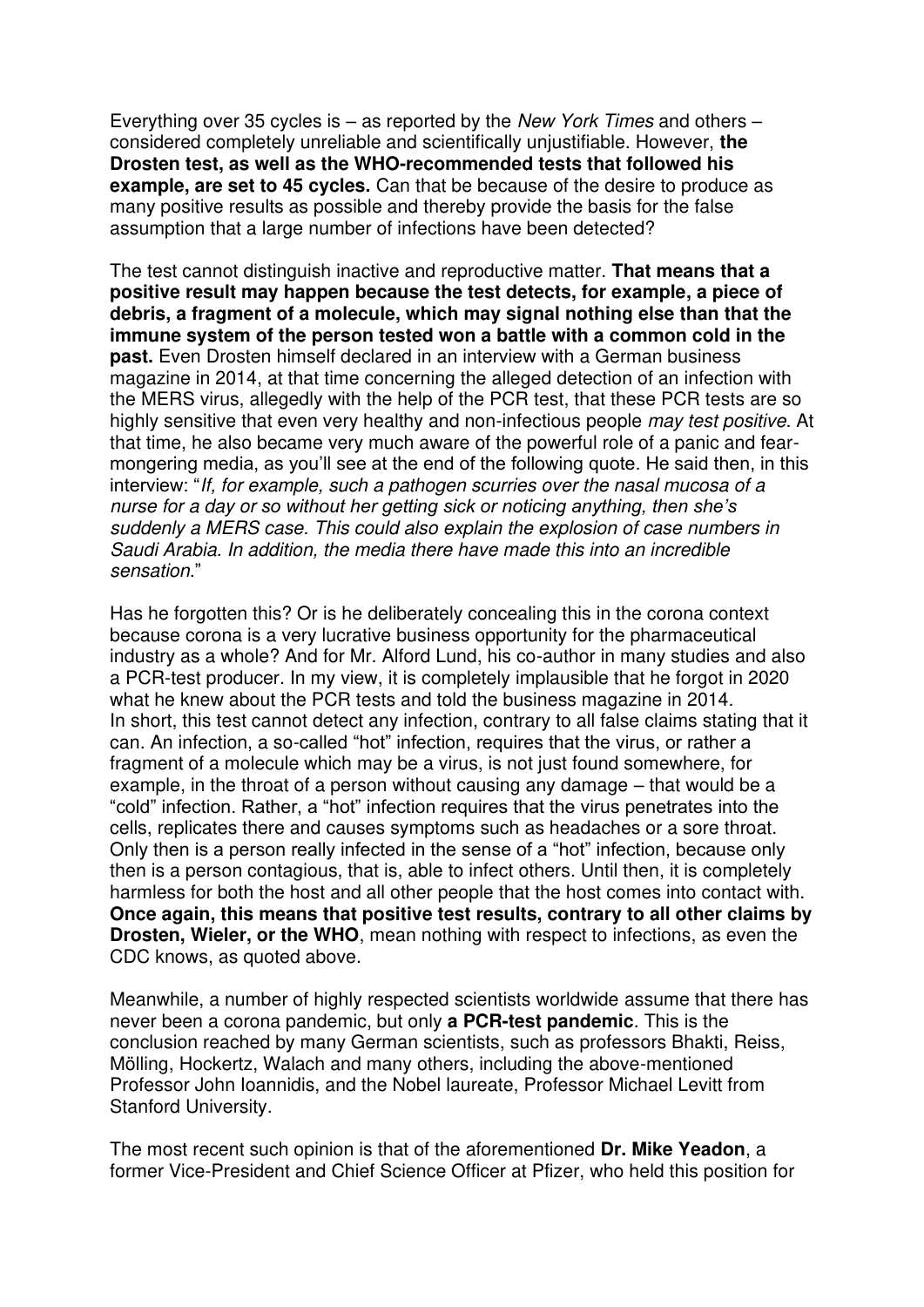Everything over 35 cycles is – as reported by the *New York Times* and others – considered completely unreliable and scientifically unjustifiable. However, **the Drosten test, as well as the WHO-recommended tests that followed his example, are set to 45 cycles.** Can that be because of the desire to produce as many positive results as possible and thereby provide the basis for the false assumption that a large number of infections have been detected?

The test cannot distinguish inactive and reproductive matter. **That means that a positive result may happen because the test detects, for example, a piece of debris, a fragment of a molecule, which may signal nothing else than that the immune system of the person tested won a battle with a common cold in the past.** Even Drosten himself declared in an interview with a German business magazine in 2014, at that time concerning the alleged detection of an infection with the MERS virus, allegedly with the help of the PCR test, that these PCR tests are so highly sensitive that even very healthy and non-infectious people *may test positive*. At that time, he also became very much aware of the powerful role of a panic and fear-mongering media, as you'll see at the end of the following quote. He said then, in this interview: "*If, for example, such a pathogen scurries over the nasal mucosa of a nurse for a day or so without her getting sick or noticing anything, then she's suddenly a MERS case. This could also explain the explosion of case numbers in Saudi Arabia. In addition, the media there have made this into an incredible sensation.*"

Has he forgotten this? Or is he deliberately concealing this in the corona context because corona is a very lucrative business opportunity for the pharmaceutical industry as a whole? And for Mr. Alford Lund, his co-author in many studies and also a PCR-test producer. In my view, it is completely implausible that he forgot in 2020 what he knew about the PCR tests and told the business magazine in 2014.
In short, this test cannot detect any infection, contrary to all false claims stating that it can. An infection, a so-called "hot" infection, requires that the virus, or rather a fragment of a molecule which may be a virus, is not just found somewhere, for example, in the throat of a person without causing any damage – that would be a "cold" infection. Rather, a "hot" infection requires that the virus penetrates into the cells, replicates there and causes symptoms such as headaches or a sore throat. Only then is a person really infected in the sense of a "hot" infection, because only then is a person contagious, that is, able to infect others. Until then, it is completely harmless for both the host and all other people that the host comes into contact with. **Once again, this means that positive test results, contrary to all other claims by Drosten, Wieler, or the WHO**, mean nothing with respect to infections, as even the CDC knows, as quoted above.

Meanwhile, a number of highly respected scientists worldwide assume that there has never been a corona pandemic, but only **a PCR-test pandemic**. This is the conclusion reached by many German scientists, such as professors Bhakti, Reiss, Mölling, Hockertz, Walach and many others, including the above-mentioned Professor John Ioannidis, and the Nobel laureate, Professor Michael Levitt from Stanford University.

The most recent such opinion is that of the aforementioned **Dr. Mike Yeadon**, a former Vice-President and Chief Science Officer at Pfizer, who held this position for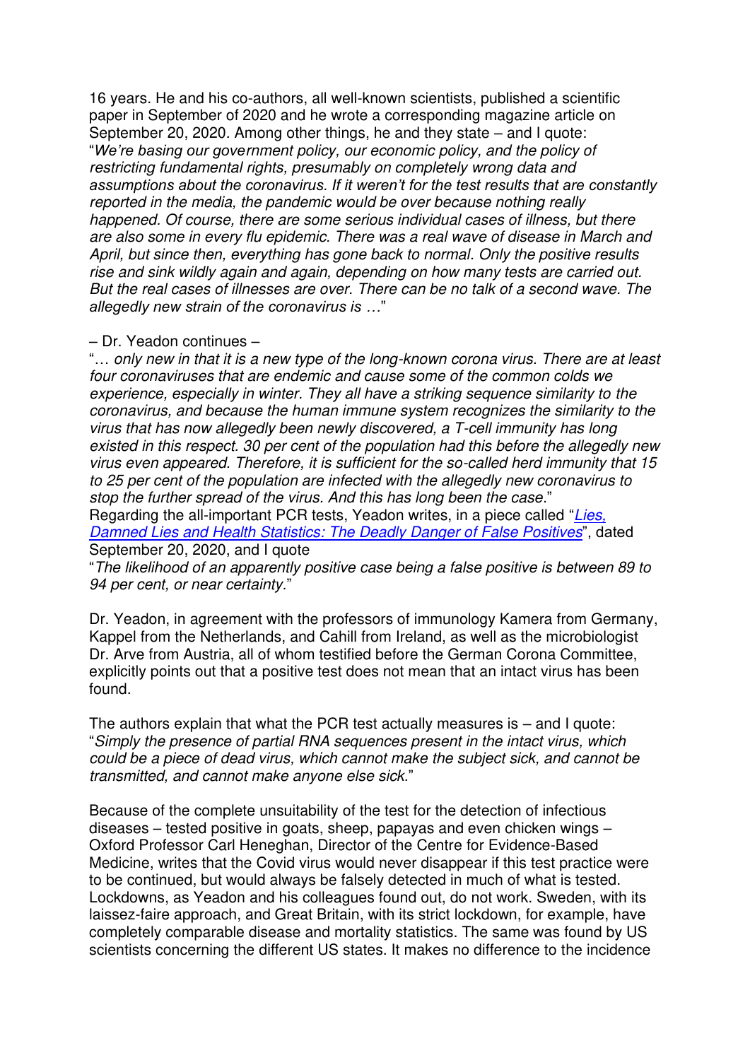16 years. He and his co-authors, all well-known scientists, published a scientific paper in September of 2020 and he wrote a corresponding magazine article on September 20, 2020. Among other things, he and they state – and I quote: "*We're basing our government policy, our economic policy, and the policy of restricting fundamental rights, presumably on completely wrong data and assumptions about the coronavirus. If it weren't for the test results that are constantly reported in the media, the pandemic would be over because nothing really happened. Of course, there are some serious individual cases of illness, but there are also some in every flu epidemic. There was a real wave of disease in March and April, but since then, everything has gone back to normal. Only the positive results rise and sink wildly again and again, depending on how many tests are carried out. But the real cases of illnesses are over. There can be no talk of a second wave. The allegedly new strain of the coronavirus is …*"

– Dr. Yeadon continues –

"*… only new in that it is a new type of the long-known corona virus. There are at least four coronaviruses that are endemic and cause some of the common colds we experience, especially in winter. They all have a striking sequence similarity to the coronavirus, and because the human immune system recognizes the similarity to the virus that has now allegedly been newly discovered, a T-cell immunity has long existed in this respect. 30 per cent of the population had this before the allegedly new virus even appeared. Therefore, it is sufficient for the so-called herd immunity that 15 to 25 per cent of the population are infected with the allegedly new coronavirus to stop the further spread of the virus. And this has long been the case.*"
Regarding the all-important PCR tests, Yeadon writes, in a piece called "*Lies, Damned Lies and Health Statistics: The Deadly Danger of False Positives*", dated September 20, 2020, and I quote
"*The likelihood of an apparently positive case being a false positive is between 89 to 94 per cent, or near certainty.*"

Dr. Yeadon, in agreement with the professors of immunology Kamera from Germany, Kappel from the Netherlands, and Cahill from Ireland, as well as the microbiologist Dr. Arve from Austria, all of whom testified before the German Corona Committee, explicitly points out that a positive test does not mean that an intact virus has been found.

The authors explain that what the PCR test actually measures is – and I quote: "*Simply the presence of partial RNA sequences present in the intact virus, which could be a piece of dead virus, which cannot make the subject sick, and cannot be transmitted, and cannot make anyone else sick.*"

Because of the complete unsuitability of the test for the detection of infectious diseases – tested positive in goats, sheep, papayas and even chicken wings – Oxford Professor Carl Heneghan, Director of the Centre for Evidence-Based Medicine, writes that the Covid virus would never disappear if this test practice were to be continued, but would always be falsely detected in much of what is tested. Lockdowns, as Yeadon and his colleagues found out, do not work. Sweden, with its laissez-faire approach, and Great Britain, with its strict lockdown, for example, have completely comparable disease and mortality statistics. The same was found by US scientists concerning the different US states. It makes no difference to the incidence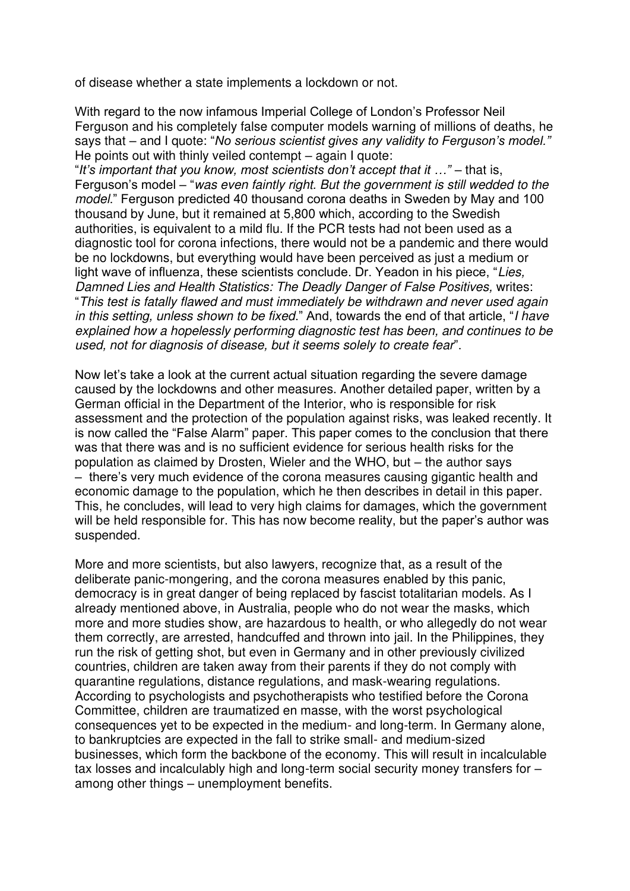of disease whether a state implements a lockdown or not.

With regard to the now infamous Imperial College of London's Professor Neil Ferguson and his completely false computer models warning of millions of deaths, he says that – and I quote: "*No serious scientist gives any validity to Ferguson's model.*" He points out with thinly veiled contempt – again I quote:
"*It's important that you know, most scientists don't accept that it …*" – that is, Ferguson's model – "*was even faintly right. But the government is still wedded to the model.*" Ferguson predicted 40 thousand corona deaths in Sweden by May and 100 thousand by June, but it remained at 5,800 which, according to the Swedish authorities, is equivalent to a mild flu. If the PCR tests had not been used as a diagnostic tool for corona infections, there would not be a pandemic and there would be no lockdowns, but everything would have been perceived as just a medium or light wave of influenza, these scientists conclude. Dr. Yeadon in his piece, "*Lies, Damned Lies and Health Statistics: The Deadly Danger of False Positives,* writes: "*This test is fatally flawed and must immediately be withdrawn and never used again in this setting, unless shown to be fixed.*" And, towards the end of that article, "*I have explained how a hopelessly performing diagnostic test has been, and continues to be used, not for diagnosis of disease, but it seems solely to create fear*".

Now let's take a look at the current actual situation regarding the severe damage caused by the lockdowns and other measures. Another detailed paper, written by a German official in the Department of the Interior, who is responsible for risk assessment and the protection of the population against risks, was leaked recently. It is now called the "False Alarm" paper. This paper comes to the conclusion that there was that there was and is no sufficient evidence for serious health risks for the population as claimed by Drosten, Wieler and the WHO, but – the author says – there's very much evidence of the corona measures causing gigantic health and economic damage to the population, which he then describes in detail in this paper. This, he concludes, will lead to very high claims for damages, which the government will be held responsible for. This has now become reality, but the paper's author was suspended.

More and more scientists, but also lawyers, recognize that, as a result of the deliberate panic-mongering, and the corona measures enabled by this panic, democracy is in great danger of being replaced by fascist totalitarian models. As I already mentioned above, in Australia, people who do not wear the masks, which more and more studies show, are hazardous to health, or who allegedly do not wear them correctly, are arrested, handcuffed and thrown into jail. In the Philippines, they run the risk of getting shot, but even in Germany and in other previously civilized countries, children are taken away from their parents if they do not comply with quarantine regulations, distance regulations, and mask-wearing regulations. According to psychologists and psychotherapists who testified before the Corona Committee, children are traumatized en masse, with the worst psychological consequences yet to be expected in the medium- and long-term. In Germany alone, to bankruptcies are expected in the fall to strike small- and medium-sized businesses, which form the backbone of the economy. This will result in incalculable tax losses and incalculably high and long-term social security money transfers for – among other things – unemployment benefits.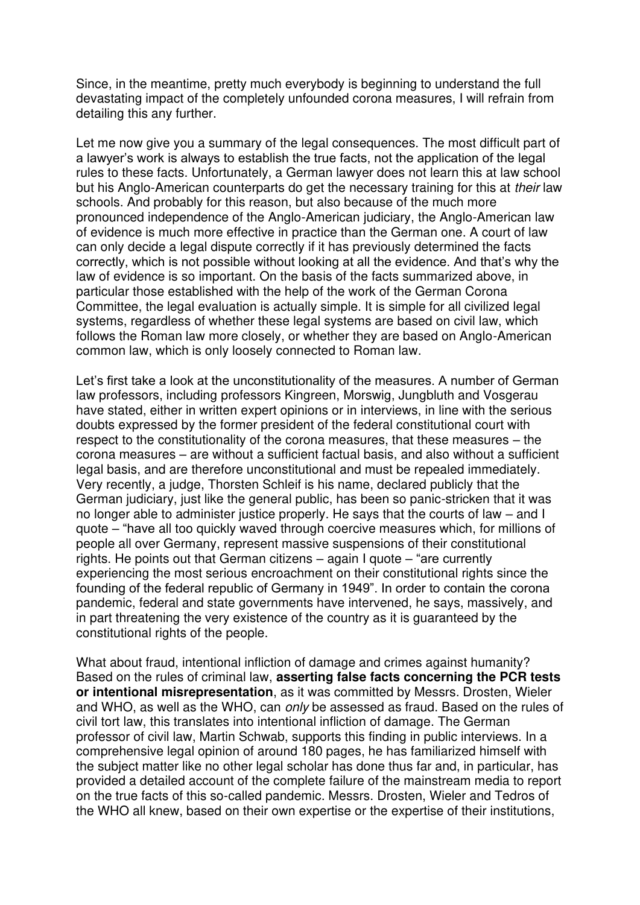Since, in the meantime, pretty much everybody is beginning to understand the full devastating impact of the completely unfounded corona measures, I will refrain from detailing this any further.

Let me now give you a summary of the legal consequences. The most difficult part of a lawyer's work is always to establish the true facts, not the application of the legal rules to these facts. Unfortunately, a German lawyer does not learn this at law school but his Anglo-American counterparts do get the necessary training for this at *their* law schools. And probably for this reason, but also because of the much more pronounced independence of the Anglo-American judiciary, the Anglo-American law of evidence is much more effective in practice than the German one. A court of law can only decide a legal dispute correctly if it has previously determined the facts correctly, which is not possible without looking at all the evidence. And that's why the law of evidence is so important. On the basis of the facts summarized above, in particular those established with the help of the work of the German Corona Committee, the legal evaluation is actually simple. It is simple for all civilized legal systems, regardless of whether these legal systems are based on civil law, which follows the Roman law more closely, or whether they are based on Anglo-American common law, which is only loosely connected to Roman law.

Let's first take a look at the unconstitutionality of the measures. A number of German law professors, including professors Kingreen, Morswig, Jungbluth and Vosgerau have stated, either in written expert opinions or in interviews, in line with the serious doubts expressed by the former president of the federal constitutional court with respect to the constitutionality of the corona measures, that these measures – the corona measures – are without a sufficient factual basis, and also without a sufficient legal basis, and are therefore unconstitutional and must be repealed immediately. Very recently, a judge, Thorsten Schleif is his name, declared publicly that the German judiciary, just like the general public, has been so panic-stricken that it was no longer able to administer justice properly. He says that the courts of law – and I quote – "have all too quickly waved through coercive measures which, for millions of people all over Germany, represent massive suspensions of their constitutional rights. He points out that German citizens – again I quote – "are currently experiencing the most serious encroachment on their constitutional rights since the founding of the federal republic of Germany in 1949". In order to contain the corona pandemic, federal and state governments have intervened, he says, massively, and in part threatening the very existence of the country as it is guaranteed by the constitutional rights of the people.

What about fraud, intentional infliction of damage and crimes against humanity? Based on the rules of criminal law, **asserting false facts concerning the PCR tests or intentional misrepresentation**, as it was committed by Messrs. Drosten, Wieler and WHO, as well as the WHO, can *only* be assessed as fraud. Based on the rules of civil tort law, this translates into intentional infliction of damage. The German professor of civil law, Martin Schwab, supports this finding in public interviews. In a comprehensive legal opinion of around 180 pages, he has familiarized himself with the subject matter like no other legal scholar has done thus far and, in particular, has provided a detailed account of the complete failure of the mainstream media to report on the true facts of this so-called pandemic. Messrs. Drosten, Wieler and Tedros of the WHO all knew, based on their own expertise or the expertise of their institutions,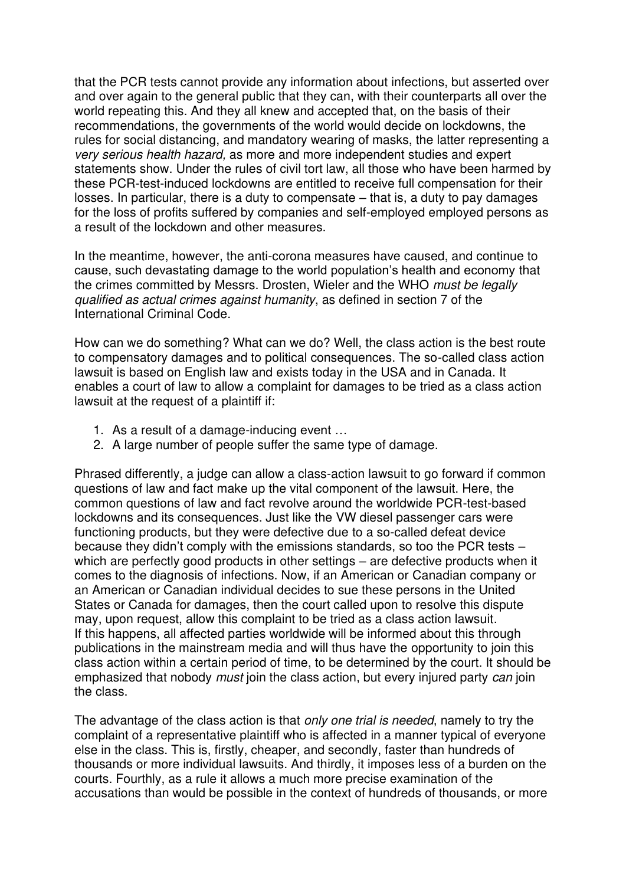that the PCR tests cannot provide any information about infections, but asserted over and over again to the general public that they can, with their counterparts all over the world repeating this. And they all knew and accepted that, on the basis of their recommendations, the governments of the world would decide on lockdowns, the rules for social distancing, and mandatory wearing of masks, the latter representing a *very serious health hazard,* as more and more independent studies and expert statements show. Under the rules of civil tort law, all those who have been harmed by these PCR-test-induced lockdowns are entitled to receive full compensation for their losses. In particular, there is a duty to compensate – that is, a duty to pay damages for the loss of profits suffered by companies and self-employed employed persons as a result of the lockdown and other measures.

In the meantime, however, the anti-corona measures have caused, and continue to cause, such devastating damage to the world population's health and economy that the crimes committed by Messrs. Drosten, Wieler and the WHO *must be legally qualified as actual crimes against humanity*, as defined in section 7 of the International Criminal Code.

How can we do something? What can we do? Well, the class action is the best route to compensatory damages and to political consequences. The so-called class action lawsuit is based on English law and exists today in the USA and in Canada. It enables a court of law to allow a complaint for damages to be tried as a class action lawsuit at the request of a plaintiff if:

1. As a result of a damage-inducing event …
2. A large number of people suffer the same type of damage.

Phrased differently, a judge can allow a class-action lawsuit to go forward if common questions of law and fact make up the vital component of the lawsuit. Here, the common questions of law and fact revolve around the worldwide PCR-test-based lockdowns and its consequences. Just like the VW diesel passenger cars were functioning products, but they were defective due to a so-called defeat device because they didn't comply with the emissions standards, so too the PCR tests – which are perfectly good products in other settings – are defective products when it comes to the diagnosis of infections. Now, if an American or Canadian company or an American or Canadian individual decides to sue these persons in the United States or Canada for damages, then the court called upon to resolve this dispute may, upon request, allow this complaint to be tried as a class action lawsuit. If this happens, all affected parties worldwide will be informed about this through publications in the mainstream media and will thus have the opportunity to join this class action within a certain period of time, to be determined by the court. It should be emphasized that nobody *must* join the class action, but every injured party *can* join the class.

The advantage of the class action is that *only one trial is needed*, namely to try the complaint of a representative plaintiff who is affected in a manner typical of everyone else in the class. This is, firstly, cheaper, and secondly, faster than hundreds of thousands or more individual lawsuits. And thirdly, it imposes less of a burden on the courts. Fourthly, as a rule it allows a much more precise examination of the accusations than would be possible in the context of hundreds of thousands, or more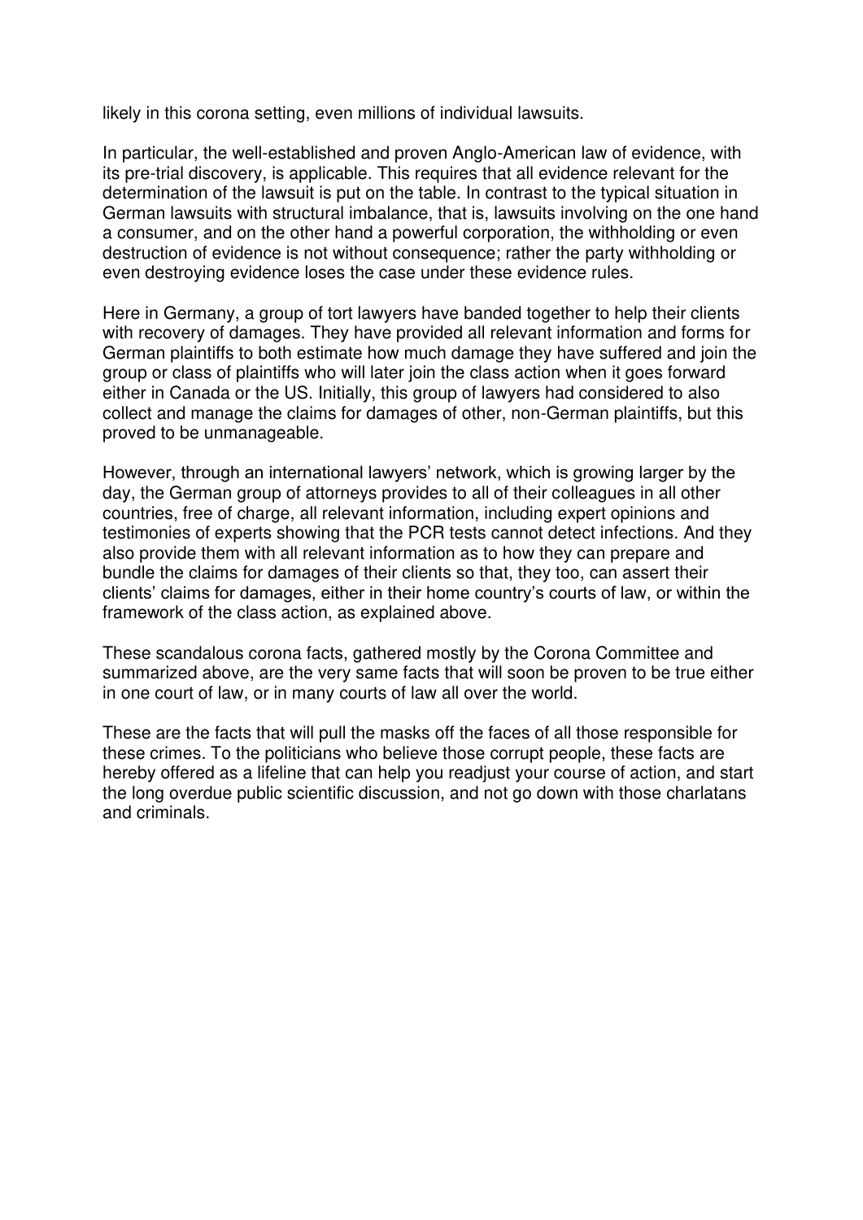likely in this corona setting, even millions of individual lawsuits.

In particular, the well-established and proven Anglo-American law of evidence, with its pre-trial discovery, is applicable. This requires that all evidence relevant for the determination of the lawsuit is put on the table. In contrast to the typical situation in German lawsuits with structural imbalance, that is, lawsuits involving on the one hand a consumer, and on the other hand a powerful corporation, the withholding or even destruction of evidence is not without consequence; rather the party withholding or even destroying evidence loses the case under these evidence rules.

Here in Germany, a group of tort lawyers have banded together to help their clients with recovery of damages. They have provided all relevant information and forms for German plaintiffs to both estimate how much damage they have suffered and join the group or class of plaintiffs who will later join the class action when it goes forward either in Canada or the US. Initially, this group of lawyers had considered to also collect and manage the claims for damages of other, non-German plaintiffs, but this proved to be unmanageable.

However, through an international lawyers' network, which is growing larger by the day, the German group of attorneys provides to all of their colleagues in all other countries, free of charge, all relevant information, including expert opinions and testimonies of experts showing that the PCR tests cannot detect infections. And they also provide them with all relevant information as to how they can prepare and bundle the claims for damages of their clients so that, they too, can assert their clients' claims for damages, either in their home country's courts of law, or within the framework of the class action, as explained above.

These scandalous corona facts, gathered mostly by the Corona Committee and summarized above, are the very same facts that will soon be proven to be true either in one court of law, or in many courts of law all over the world.

These are the facts that will pull the masks off the faces of all those responsible for these crimes. To the politicians who believe those corrupt people, these facts are hereby offered as a lifeline that can help you readjust your course of action, and start the long overdue public scientific discussion, and not go down with those charlatans and criminals.